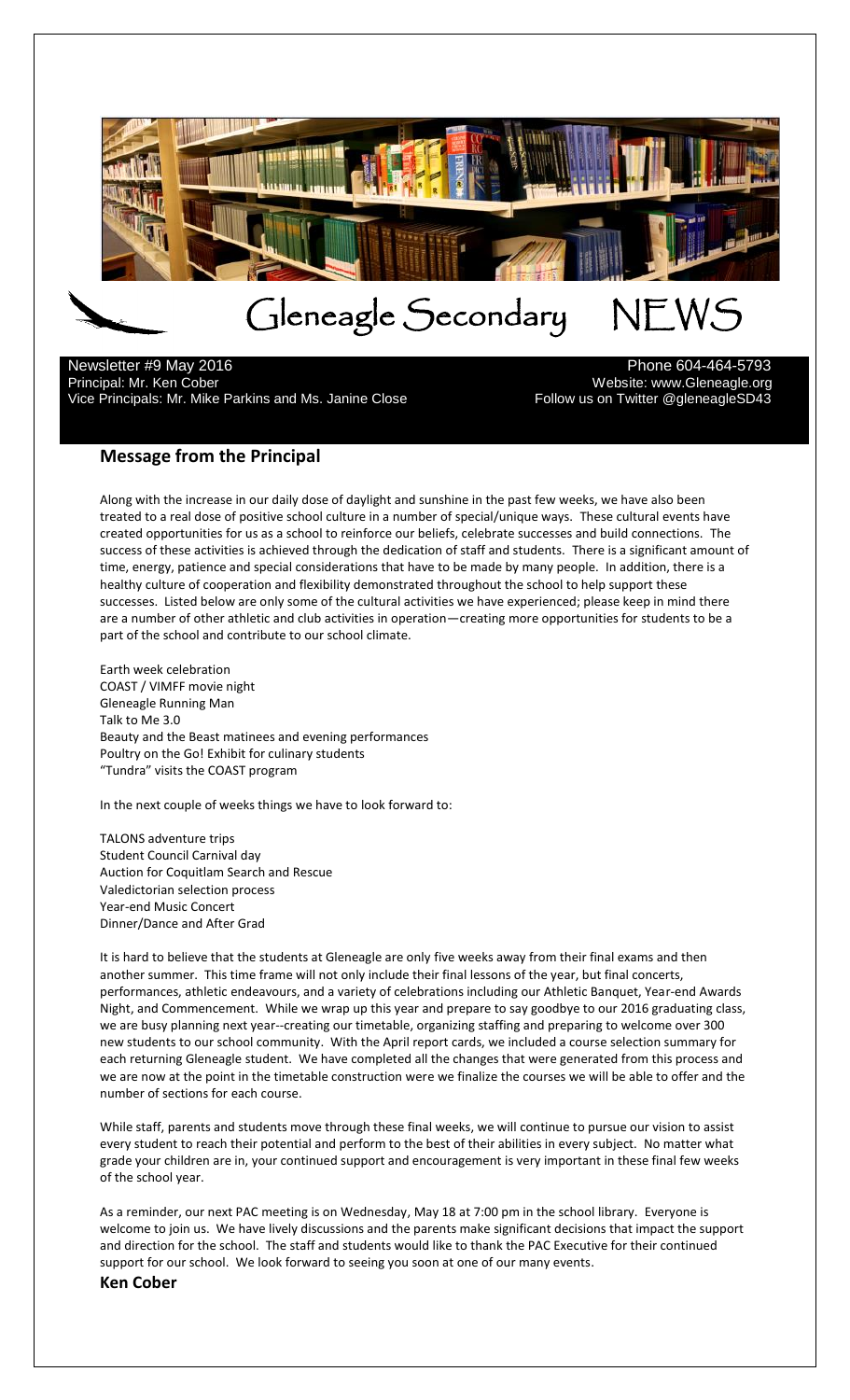# Gleneagle Secondary NEWS

Newsletter #9 May 2016
Principal: Mr. Ken Cober
Vice Principals: Mr. Mike Parkins and Ms. Janine Close

Phone 604-464-5793
Website: www.Gleneagle.org
Follow us on Twitter @gleneagleSD43

## Message from the Principal

Along with the increase in our daily dose of daylight and sunshine in the past few weeks, we have also been treated to a real dose of positive school culture in a number of special/unique ways. These cultural events have created opportunities for us as a school to reinforce our beliefs, celebrate successes and build connections. The success of these activities is achieved through the dedication of staff and students. There is a significant amount of time, energy, patience and special considerations that have to be made by many people. In addition, there is a healthy culture of cooperation and flexibility demonstrated throughout the school to help support these successes. Listed below are only some of the cultural activities we have experienced; please keep in mind there are a number of other athletic and club activities in operation—creating more opportunities for students to be a part of the school and contribute to our school climate.

Earth week celebration
COAST / VIMFF movie night
Gleneagle Running Man
Talk to Me 3.0
Beauty and the Beast matinees and evening performances
Poultry on the Go! Exhibit for culinary students
"Tundra" visits the COAST program

In the next couple of weeks things we have to look forward to:

TALONS adventure trips
Student Council Carnival day
Auction for Coquitlam Search and Rescue
Valedictorian selection process
Year-end Music Concert
Dinner/Dance and After Grad

It is hard to believe that the students at Gleneagle are only five weeks away from their final exams and then another summer. This time frame will not only include their final lessons of the year, but final concerts, performances, athletic endeavours, and a variety of celebrations including our Athletic Banquet, Year-end Awards Night, and Commencement. While we wrap up this year and prepare to say goodbye to our 2016 graduating class, we are busy planning next year--creating our timetable, organizing staffing and preparing to welcome over 300 new students to our school community. With the April report cards, we included a course selection summary for each returning Gleneagle student. We have completed all the changes that were generated from this process and we are now at the point in the timetable construction were we finalize the courses we will be able to offer and the number of sections for each course.

While staff, parents and students move through these final weeks, we will continue to pursue our vision to assist every student to reach their potential and perform to the best of their abilities in every subject. No matter what grade your children are in, your continued support and encouragement is very important in these final few weeks of the school year.

As a reminder, our next PAC meeting is on Wednesday, May 18 at 7:00 pm in the school library. Everyone is welcome to join us. We have lively discussions and the parents make significant decisions that impact the support and direction for the school. The staff and students would like to thank the PAC Executive for their continued support for our school. We look forward to seeing you soon at one of our many events.

**Ken Cober**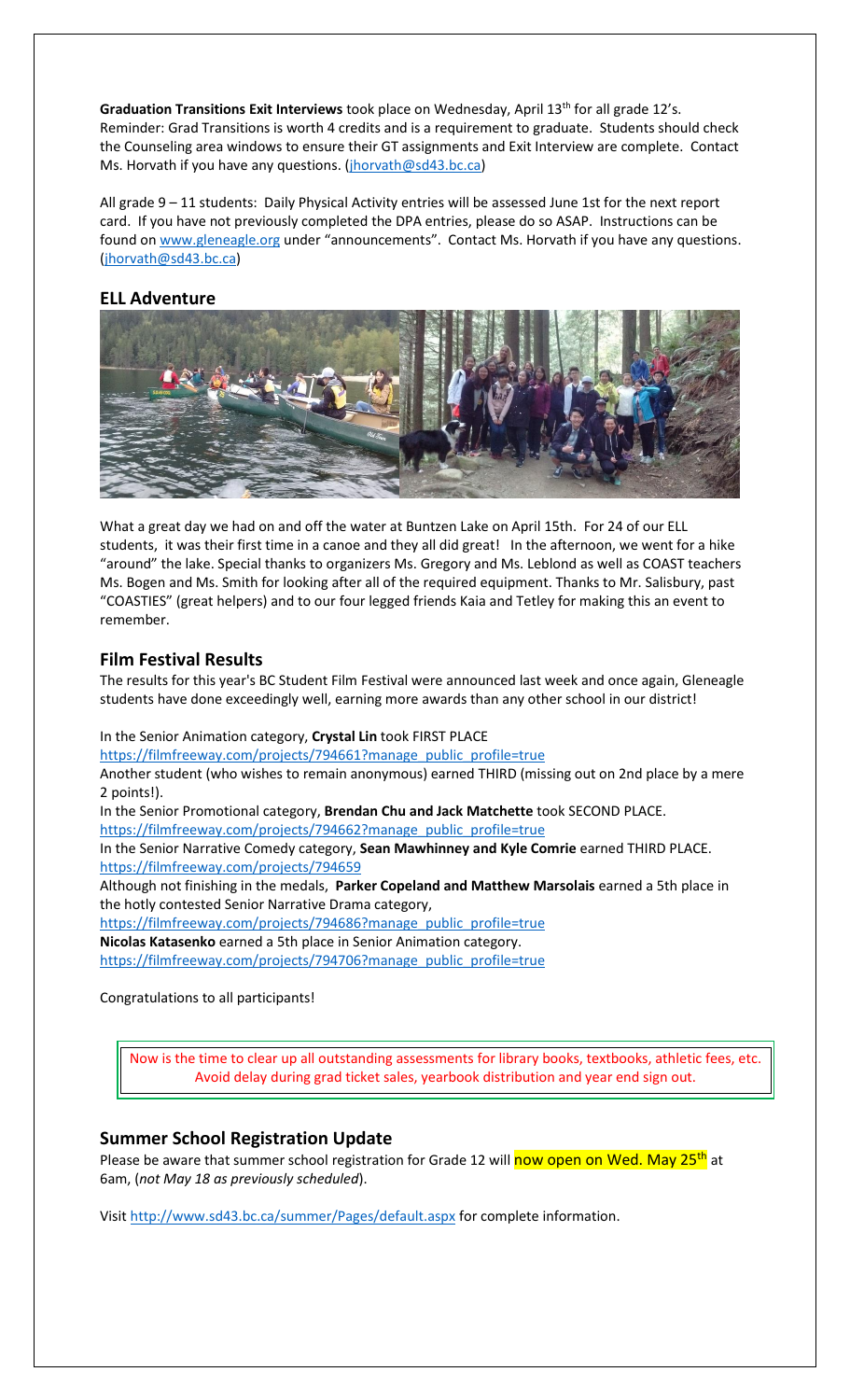**Graduation Transitions Exit Interviews** took place on Wednesday, April 13th for all grade 12's. Reminder: Grad Transitions is worth 4 credits and is a requirement to graduate. Students should check the Counseling area windows to ensure their GT assignments and Exit Interview are complete. Contact Ms. Horvath if you have any questions. (jhorvath@sd43.bc.ca)

All grade 9 – 11 students: Daily Physical Activity entries will be assessed June 1st for the next report card. If you have not previously completed the DPA entries, please do so ASAP. Instructions can be found on www.gleneagle.org under "announcements". Contact Ms. Horvath if you have any questions. (jhorvath@sd43.bc.ca)

## ELL Adventure

What a great day we had on and off the water at Buntzen Lake on April 15th. For 24 of our ELL students, it was their first time in a canoe and they all did great! In the afternoon, we went for a hike "around" the lake. Special thanks to organizers Ms. Gregory and Ms. Leblond as well as COAST teachers Ms. Bogen and Ms. Smith for looking after all of the required equipment. Thanks to Mr. Salisbury, past "COASTIES" (great helpers) and to our four legged friends Kaia and Tetley for making this an event to remember.

## Film Festival Results

The results for this year's BC Student Film Festival were announced last week and once again, Gleneagle students have done exceedingly well, earning more awards than any other school in our district!

In the Senior Animation category, **Crystal Lin** took FIRST PLACE
https://filmfreeway.com/projects/794661?manage_public_profile=true
Another student (who wishes to remain anonymous) earned THIRD (missing out on 2nd place by a mere 2 points!).
In the Senior Promotional category, **Brendan Chu and Jack Matchette** took SECOND PLACE.
https://filmfreeway.com/projects/794662?manage_public_profile=true
In the Senior Narrative Comedy category, **Sean Mawhinney and Kyle Comrie** earned THIRD PLACE.
https://filmfreeway.com/projects/794659
Although not finishing in the medals, **Parker Copeland and Matthew Marsolais** earned a 5th place in the hotly contested Senior Narrative Drama category,
https://filmfreeway.com/projects/794686?manage_public_profile=true
**Nicolas Katasenko** earned a 5th place in Senior Animation category.
https://filmfreeway.com/projects/794706?manage_public_profile=true

Congratulations to all participants!

Now is the time to clear up all outstanding assessments for library books, textbooks, athletic fees, etc. Avoid delay during grad ticket sales, yearbook distribution and year end sign out.

## Summer School Registration Update

Please be aware that summer school registration for Grade 12 will now open on Wed. May 25th at 6am, (*not May 18 as previously scheduled*).

Visit http://www.sd43.bc.ca/summer/Pages/default.aspx for complete information.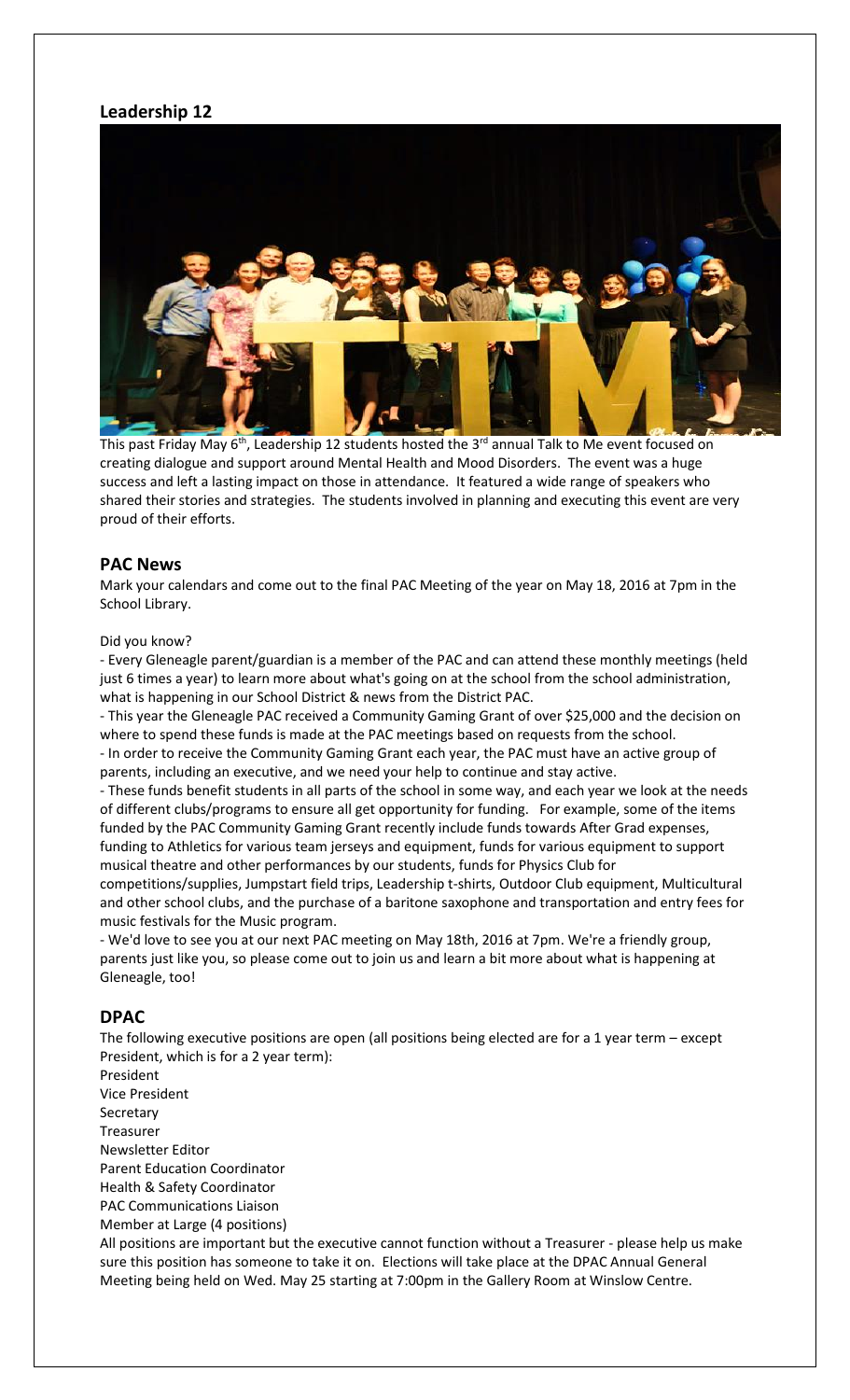## Leadership 12

This past Friday May 6th, Leadership 12 students hosted the 3rd annual Talk to Me event focused on creating dialogue and support around Mental Health and Mood Disorders. The event was a huge success and left a lasting impact on those in attendance. It featured a wide range of speakers who shared their stories and strategies. The students involved in planning and executing this event are very proud of their efforts.

## PAC News

Mark your calendars and come out to the final PAC Meeting of the year on May 18, 2016 at 7pm in the School Library.

Did you know?

- Every Gleneagle parent/guardian is a member of the PAC and can attend these monthly meetings (held just 6 times a year) to learn more about what's going on at the school from the school administration, what is happening in our School District & news from the District PAC.
- This year the Gleneagle PAC received a Community Gaming Grant of over $25,000 and the decision on where to spend these funds is made at the PAC meetings based on requests from the school.
- In order to receive the Community Gaming Grant each year, the PAC must have an active group of parents, including an executive, and we need your help to continue and stay active.
- These funds benefit students in all parts of the school in some way, and each year we look at the needs of different clubs/programs to ensure all get opportunity for funding. For example, some of the items funded by the PAC Community Gaming Grant recently include funds towards After Grad expenses, funding to Athletics for various team jerseys and equipment, funds for various equipment to support musical theatre and other performances by our students, funds for Physics Club for competitions/supplies, Jumpstart field trips, Leadership t-shirts, Outdoor Club equipment, Multicultural and other school clubs, and the purchase of a baritone saxophone and transportation and entry fees for music festivals for the Music program.
- We'd love to see you at our next PAC meeting on May 18th, 2016 at 7pm. We're a friendly group, parents just like you, so please come out to join us and learn a bit more about what is happening at Gleneagle, too!

## DPAC

The following executive positions are open (all positions being elected are for a 1 year term – except President, which is for a 2 year term):

President
Vice President
Secretary
Treasurer
Newsletter Editor
Parent Education Coordinator
Health & Safety Coordinator
PAC Communications Liaison
Member at Large (4 positions)

All positions are important but the executive cannot function without a Treasurer - please help us make sure this position has someone to take it on. Elections will take place at the DPAC Annual General Meeting being held on Wed. May 25 starting at 7:00pm in the Gallery Room at Winslow Centre.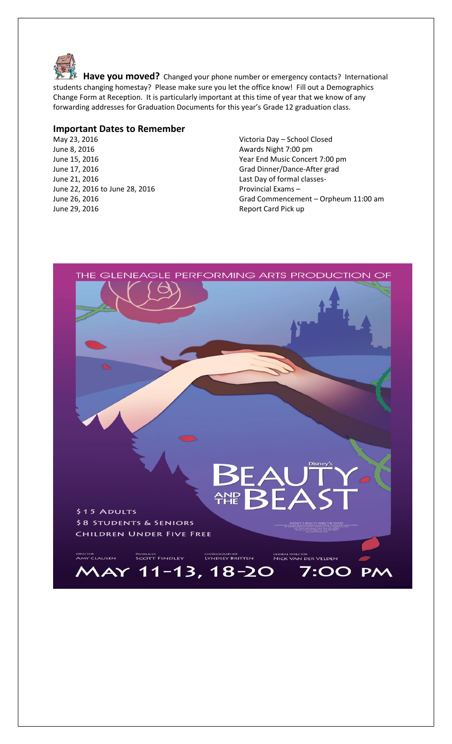**Have you moved?** Changed your phone number or emergency contacts? International students changing homestay? Please make sure you let the office know! Fill out a Demographics Change Form at Reception. It is particularly important at this time of year that we know of any forwarding addresses for Graduation Documents for this year's Grade 12 graduation class.

## Important Dates to Remember

| | |
|---|---|
| May 23, 2016 | Victoria Day – School Closed |
| June 8, 2016 | Awards Night 7:00 pm |
| June 15, 2016 | Year End Music Concert 7:00 pm |
| June 17, 2016 | Grad Dinner/Dance-After grad |
| June 21, 2016 | Last Day of formal classes- |
| June 22, 2016 to June 28, 2016 | Provincial Exams – |
| June 26, 2016 | Grad Commencement – Orpheum 11:00 am |
| June 29, 2016 | Report Card Pick up |

THE GLENEAGLE PERFORMING ARTS PRODUCTION OF

Disney's BEAUTY AND THE BEAST

$15 ADULTS
$8 STUDENTS & SENIORS
CHILDREN UNDER FIVE FREE

DIRECTOR AMY CLAUSEN
PRODUCER SCOTT FINDLEY
CHOREOGRAPHER LYNDSEY BRITTEN
CHORAL DIRECTOR NICK VAN DER VELDEN

MAY 11-13, 18-20 7:00 PM